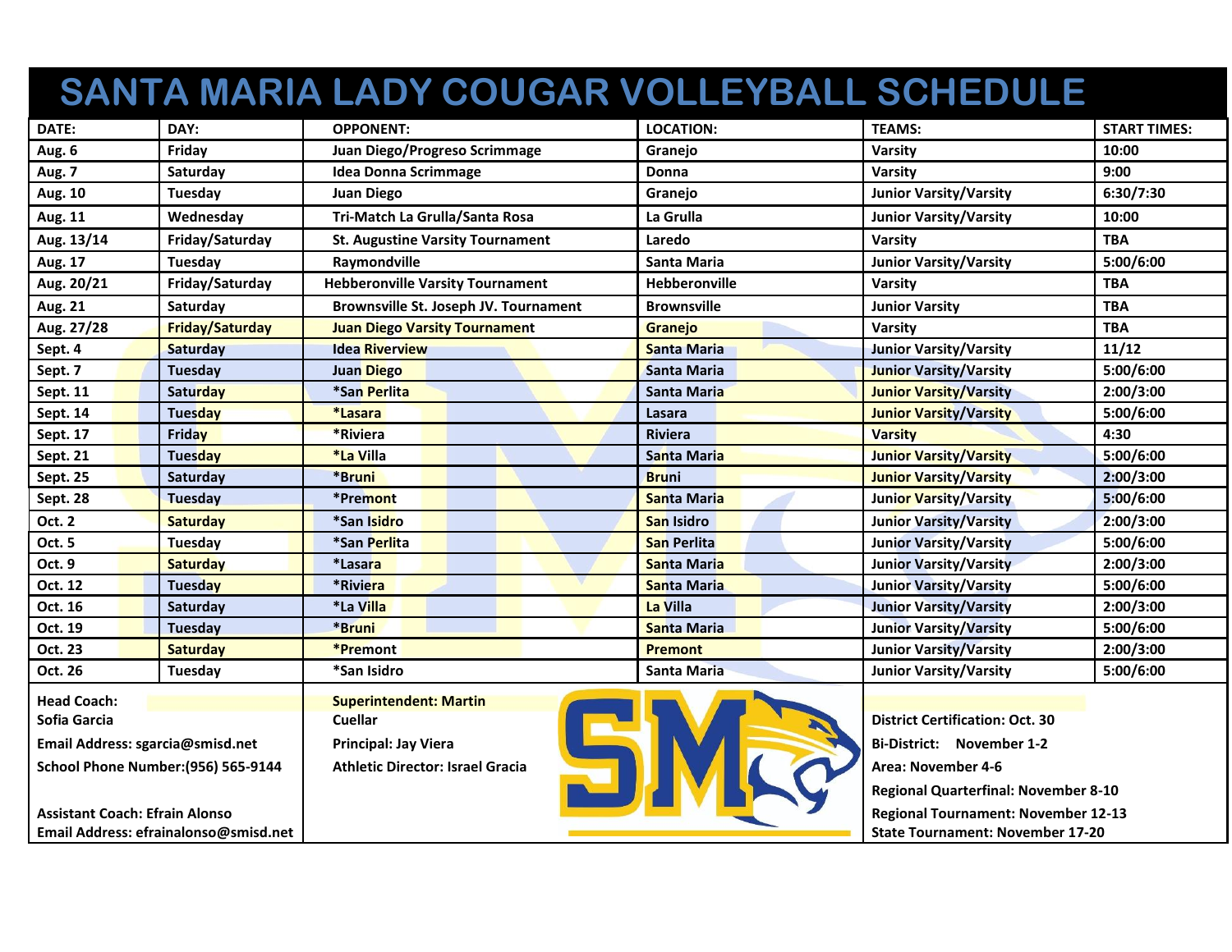# SANTA MARIA LADY COUGAR VOLLEYBALL SCHEDULE

| DATE: | DAY: | OPPONENT: | LOCATION: | TEAMS: | START TIMES: |
|---|---|---|---|---|---|
| Aug. 6 | Friday | Juan Diego/Progreso Scrimmage | Granejo | Varsity | 10:00 |
| Aug. 7 | Saturday | Idea Donna Scrimmage | Donna | Varsity | 9:00 |
| Aug. 10 | Tuesday | Juan Diego | Granejo | Junior Varsity/Varsity | 6:30/7:30 |
| Aug. 11 | Wednesday | Tri-Match La Grulla/Santa Rosa | La Grulla | Junior Varsity/Varsity | 10:00 |
| Aug. 13/14 | Friday/Saturday | St. Augustine Varsity Tournament | Laredo | Varsity | TBA |
| Aug. 17 | Tuesday | Raymondville | Santa Maria | Junior Varsity/Varsity | 5:00/6:00 |
| Aug. 20/21 | Friday/Saturday | Hebberonville Varsity Tournament | Hebberonville | Varsity | TBA |
| Aug. 21 | Saturday | Brownsville St. Joseph JV. Tournament | Brownsville | Junior Varsity | TBA |
| Aug. 27/28 | Friday/Saturday | Juan Diego Varsity Tournament | Granejo | Varsity | TBA |
| Sept. 4 | Saturday | Idea Riverview | Santa Maria | Junior Varsity/Varsity | 11/12 |
| Sept. 7 | Tuesday | Juan Diego | Santa Maria | Junior Varsity/Varsity | 5:00/6:00 |
| Sept. 11 | Saturday | *San Perlita | Santa Maria | Junior Varsity/Varsity | 2:00/3:00 |
| Sept. 14 | Tuesday | *Lasara | Lasara | Junior Varsity/Varsity | 5:00/6:00 |
| Sept. 17 | Friday | *Riviera | Riviera | Varsity | 4:30 |
| Sept. 21 | Tuesday | *La Villa | Santa Maria | Junior Varsity/Varsity | 5:00/6:00 |
| Sept. 25 | Saturday | *Bruni | Bruni | Junior Varsity/Varsity | 2:00/3:00 |
| Sept. 28 | Tuesday | *Premont | Santa Maria | Junior Varsity/Varsity | 5:00/6:00 |
| Oct. 2 | Saturday | *San Isidro | San Isidro | Junior Varsity/Varsity | 2:00/3:00 |
| Oct. 5 | Tuesday | *San Perlita | San Perlita | Junior Varsity/Varsity | 5:00/6:00 |
| Oct. 9 | Saturday | *Lasara | Santa Maria | Junior Varsity/Varsity | 2:00/3:00 |
| Oct. 12 | Tuesday | *Riviera | Santa Maria | Junior Varsity/Varsity | 5:00/6:00 |
| Oct. 16 | Saturday | *La Villa | La Villa | Junior Varsity/Varsity | 2:00/3:00 |
| Oct. 19 | Tuesday | *Bruni | Santa Maria | Junior Varsity/Varsity | 5:00/6:00 |
| Oct. 23 | Saturday | *Premont | Premont | Junior Varsity/Varsity | 2:00/3:00 |
| Oct. 26 | Tuesday | *San Isidro | Santa Maria | Junior Varsity/Varsity | 5:00/6:00 |

**Head Coach:**
**Sofia Garcia**
**Email Address: sgarcia@smisd.net**
**School Phone Number:(956) 565-9144**

**Assistant Coach: Efrain Alonso**
**Email Address: efrainalonso@smisd.net**

**Superintendent: Martin Cuellar**
**Principal: Jay Viera**
**Athletic Director: Israel Gracia**

**District Certification: Oct. 30**
**Bi-District: November 1-2**
**Area: November 4-6**
**Regional Quarterfinal: November 8-10**
**Regional Tournament: November 12-13**
**State Tournament: November 17-20**